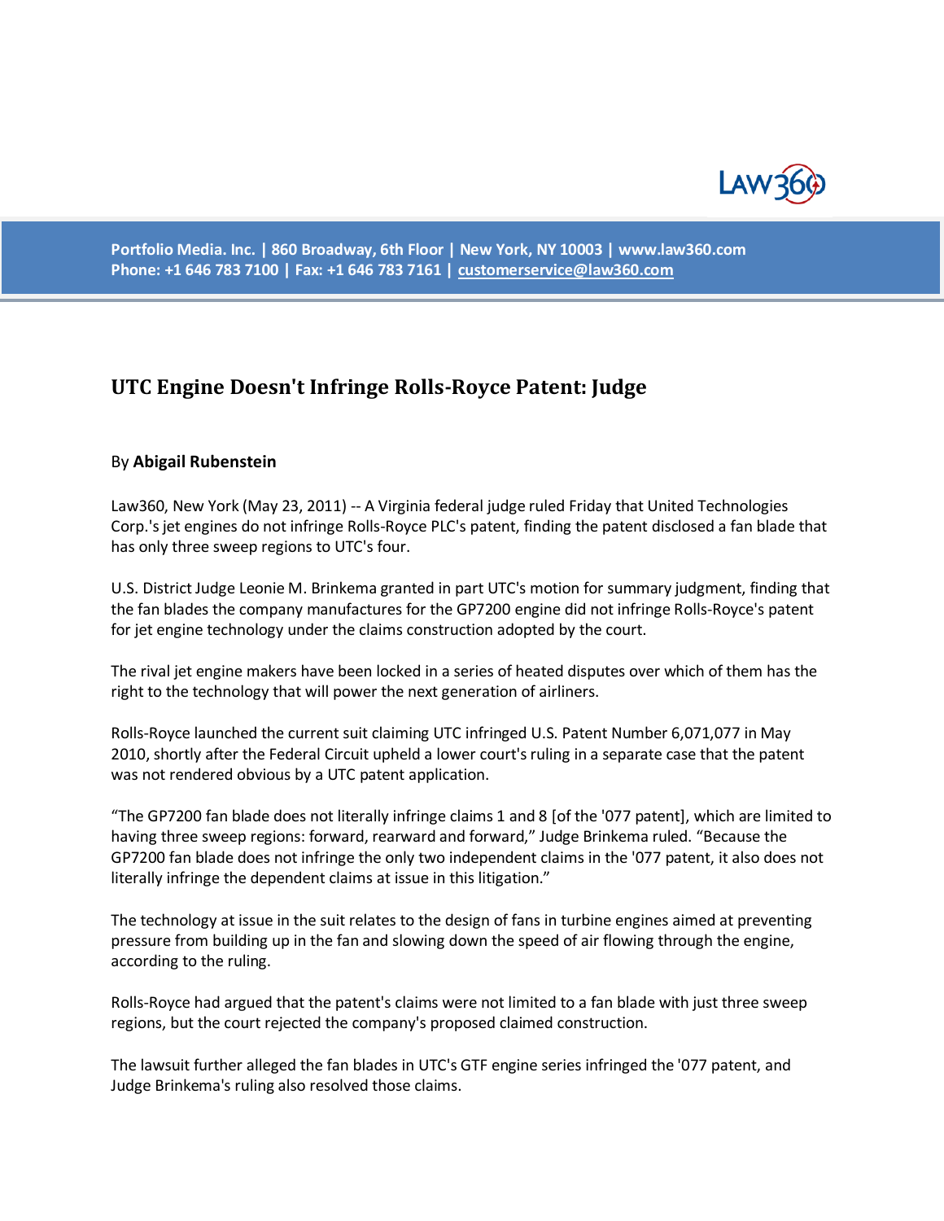Portfolio Media. Inc. | 860 Broadway, 6th Floor | New York, NY 10003 | www.law360.com
Phone: +1 646 783 7100 | Fax: +1 646 783 7161 | customerservice@law360.com

# UTC Engine Doesn't Infringe Rolls-Royce Patent: Judge

By **Abigail Rubenstein**

Law360, New York (May 23, 2011) -- A Virginia federal judge ruled Friday that United Technologies Corp.'s jet engines do not infringe Rolls-Royce PLC's patent, finding the patent disclosed a fan blade that has only three sweep regions to UTC's four.

U.S. District Judge Leonie M. Brinkema granted in part UTC's motion for summary judgment, finding that the fan blades the company manufactures for the GP7200 engine did not infringe Rolls-Royce's patent for jet engine technology under the claims construction adopted by the court.

The rival jet engine makers have been locked in a series of heated disputes over which of them has the right to the technology that will power the next generation of airliners.

Rolls-Royce launched the current suit claiming UTC infringed U.S. Patent Number 6,071,077 in May 2010, shortly after the Federal Circuit upheld a lower court's ruling in a separate case that the patent was not rendered obvious by a UTC patent application.

"The GP7200 fan blade does not literally infringe claims 1 and 8 [of the '077 patent], which are limited to having three sweep regions: forward, rearward and forward," Judge Brinkema ruled. "Because the GP7200 fan blade does not infringe the only two independent claims in the '077 patent, it also does not literally infringe the dependent claims at issue in this litigation."

The technology at issue in the suit relates to the design of fans in turbine engines aimed at preventing pressure from building up in the fan and slowing down the speed of air flowing through the engine, according to the ruling.

Rolls-Royce had argued that the patent's claims were not limited to a fan blade with just three sweep regions, but the court rejected the company's proposed claimed construction.

The lawsuit further alleged the fan blades in UTC's GTF engine series infringed the '077 patent, and Judge Brinkema's ruling also resolved those claims.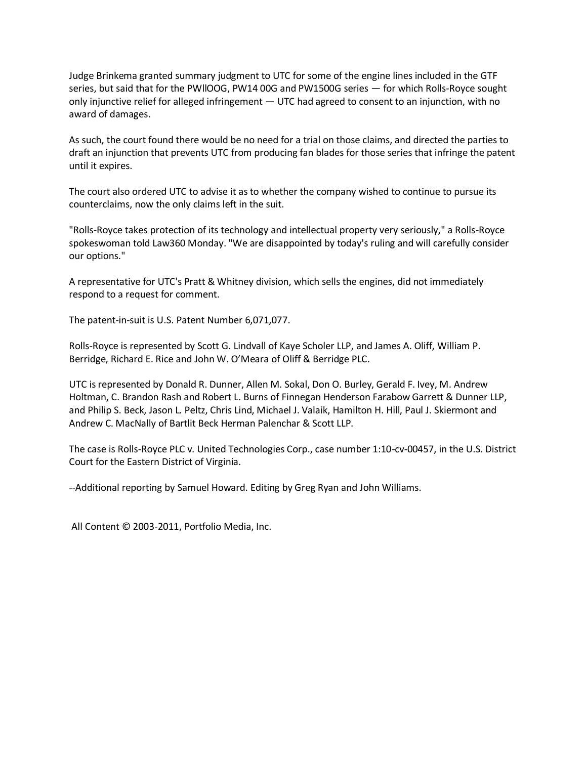Judge Brinkema granted summary judgment to UTC for some of the engine lines included in the GTF series, but said that for the PWllOOG, PW14 00G and PW1500G series — for which Rolls-Royce sought only injunctive relief for alleged infringement — UTC had agreed to consent to an injunction, with no award of damages.

As such, the court found there would be no need for a trial on those claims, and directed the parties to draft an injunction that prevents UTC from producing fan blades for those series that infringe the patent until it expires.

The court also ordered UTC to advise it as to whether the company wished to continue to pursue its counterclaims, now the only claims left in the suit.

"Rolls-Royce takes protection of its technology and intellectual property very seriously," a Rolls-Royce spokeswoman told Law360 Monday. "We are disappointed by today's ruling and will carefully consider our options."

A representative for UTC's Pratt & Whitney division, which sells the engines, did not immediately respond to a request for comment.

The patent-in-suit is U.S. Patent Number 6,071,077.

Rolls-Royce is represented by Scott G. Lindvall of Kaye Scholer LLP, and James A. Oliff, William P. Berridge, Richard E. Rice and John W. O'Meara of Oliff & Berridge PLC.

UTC is represented by Donald R. Dunner, Allen M. Sokal, Don O. Burley, Gerald F. Ivey, M. Andrew Holtman, C. Brandon Rash and Robert L. Burns of Finnegan Henderson Farabow Garrett & Dunner LLP, and Philip S. Beck, Jason L. Peltz, Chris Lind, Michael J. Valaik, Hamilton H. Hill, Paul J. Skiermont and Andrew C. MacNally of Bartlit Beck Herman Palenchar & Scott LLP.

The case is Rolls-Royce PLC v. United Technologies Corp., case number 1:10-cv-00457, in the U.S. District Court for the Eastern District of Virginia.

--Additional reporting by Samuel Howard. Editing by Greg Ryan and John Williams.

All Content © 2003-2011, Portfolio Media, Inc.